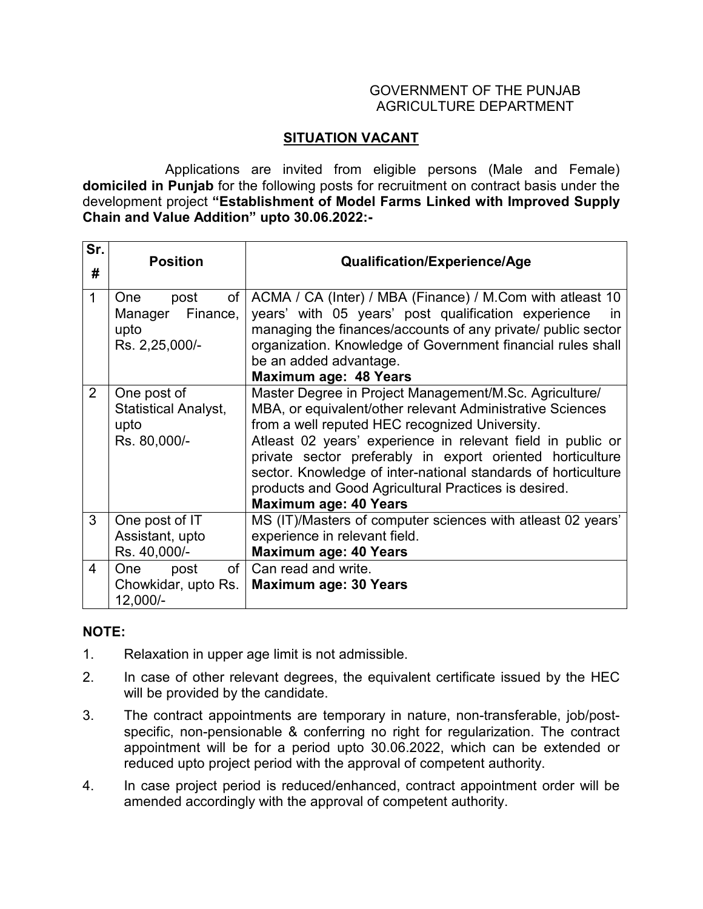GOVERNMENT OF THE PUNJAB
AGRICULTURE DEPARTMENT

## SITUATION VACANT

Applications are invited from eligible persons (Male and Female) **domiciled in Punjab** for the following posts for recruitment on contract basis under the development project **"Establishment of Model Farms Linked with Improved Supply Chain and Value Addition" upto 30.06.2022:-**

| Sr. # | Position | Qualification/Experience/Age |
|---|---|---|
| 1 | One post of Manager Finance, upto Rs. 2,25,000/- | ACMA / CA (Inter) / MBA (Finance) / M.Com with atleast 10 years' with 05 years' post qualification experience in managing the finances/accounts of any private/ public sector organization. Knowledge of Government financial rules shall be an added advantage.<br>**Maximum age: 48 Years** |
| 2 | One post of Statistical Analyst, upto Rs. 80,000/- | Master Degree in Project Management/M.Sc. Agriculture/ MBA, or equivalent/other relevant Administrative Sciences from a well reputed HEC recognized University.<br>Atleast 02 years' experience in relevant field in public or private sector preferably in export oriented horticulture sector. Knowledge of inter-national standards of horticulture products and Good Agricultural Practices is desired.<br>**Maximum age: 40 Years** |
| 3 | One post of IT Assistant, upto Rs. 40,000/- | MS (IT)/Masters of computer sciences with atleast 02 years' experience in relevant field.<br>**Maximum age: 40 Years** |
| 4 | One post of Chowkidar, upto Rs. 12,000/- | Can read and write.<br>**Maximum age: 30 Years** |

**NOTE:**

1. Relaxation in upper age limit is not admissible.
2. In case of other relevant degrees, the equivalent certificate issued by the HEC will be provided by the candidate.
3. The contract appointments are temporary in nature, non-transferable, job/post-specific, non-pensionable & conferring no right for regularization. The contract appointment will be for a period upto 30.06.2022, which can be extended or reduced upto project period with the approval of competent authority.
4. In case project period is reduced/enhanced, contract appointment order will be amended accordingly with the approval of competent authority.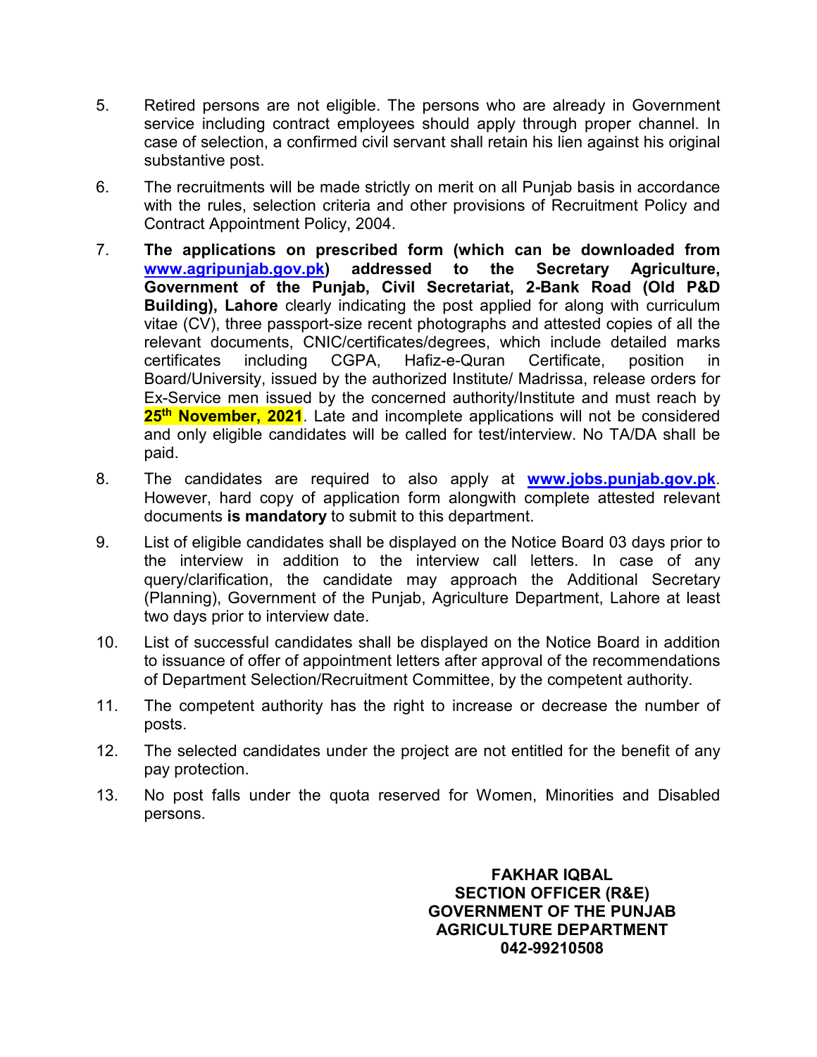5. Retired persons are not eligible. The persons who are already in Government service including contract employees should apply through proper channel. In case of selection, a confirmed civil servant shall retain his lien against his original substantive post.

6. The recruitments will be made strictly on merit on all Punjab basis in accordance with the rules, selection criteria and other provisions of Recruitment Policy and Contract Appointment Policy, 2004.

7. **The applications on prescribed form (which can be downloaded from [www.agripunjab.gov.pk](http://www.agripunjab.gov.pk)) addressed to the Secretary Agriculture, Government of the Punjab, Civil Secretariat, 2-Bank Road (Old P&D Building), Lahore** clearly indicating the post applied for along with curriculum vitae (CV), three passport-size recent photographs and attested copies of all the relevant documents, CNIC/certificates/degrees, which include detailed marks certificates including CGPA, Hafiz-e-Quran Certificate, position in Board/University, issued by the authorized Institute/ Madrissa, release orders for Ex-Service men issued by the concerned authority/Institute and must reach by **25th November, 2021**. Late and incomplete applications will not be considered and only eligible candidates will be called for test/interview. No TA/DA shall be paid.

8. The candidates are required to also apply at **[www.jobs.punjab.gov.pk](http://www.jobs.punjab.gov.pk)**. However, hard copy of application form alongwith complete attested relevant documents **is mandatory** to submit to this department.

9. List of eligible candidates shall be displayed on the Notice Board 03 days prior to the interview in addition to the interview call letters. In case of any query/clarification, the candidate may approach the Additional Secretary (Planning), Government of the Punjab, Agriculture Department, Lahore at least two days prior to interview date.

10. List of successful candidates shall be displayed on the Notice Board in addition to issuance of offer of appointment letters after approval of the recommendations of Department Selection/Recruitment Committee, by the competent authority.

11. The competent authority has the right to increase or decrease the number of posts.

12. The selected candidates under the project are not entitled for the benefit of any pay protection.

13. No post falls under the quota reserved for Women, Minorities and Disabled persons.

**FAKHAR IQBAL**
**SECTION OFFICER (R&E)**
**GOVERNMENT OF THE PUNJAB**
**AGRICULTURE DEPARTMENT**
**042-99210508**